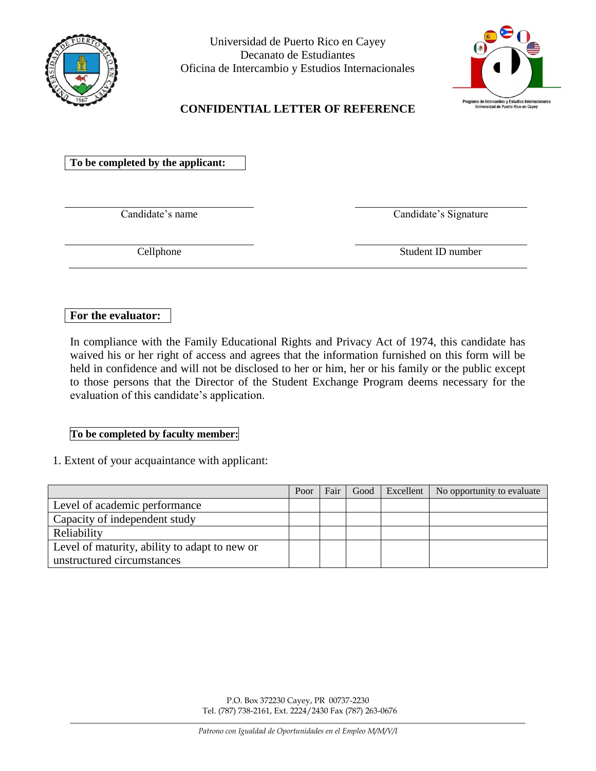Universidad de Puerto Rico en Cayey
Decanato de Estudiantes
Oficina de Intercambio y Estudios Internacionales

Programa de Intercambio y Estudios Internacionales
Universidad de Puerto Rico en Cayey

## CONFIDENTIAL LETTER OF REFERENCE

**To be completed by the applicant:**

\_\_\_\_\_\_\_\_\_\_\_\_\_\_\_\_\_\_\_\_\_\_\_\_\_\_\_\_\_\_ \_\_\_\_\_\_\_\_\_\_\_\_\_\_\_\_\_\_\_\_\_\_\_\_\_\_\_\_\_\_
Candidate's name Candidate's Signature

\_\_\_\_\_\_\_\_\_\_\_\_\_\_\_\_\_\_\_\_\_\_\_\_\_\_\_\_\_\_ \_\_\_\_\_\_\_\_\_\_\_\_\_\_\_\_\_\_\_\_\_\_\_\_\_\_\_\_\_\_
Cellphone Student ID number

---

**For the evaluator:**

In compliance with the Family Educational Rights and Privacy Act of 1974, this candidate has waived his or her right of access and agrees that the information furnished on this form will be held in confidence and will not be disclosed to her or him, her or his family or the public except to those persons that the Director of the Student Exchange Program deems necessary for the evaluation of this candidate's application.

**To be completed by faculty member:**

1. Extent of your acquaintance with applicant:

| | Poor | Fair | Good | Excellent | No opportunity to evaluate |
|---|---|---|---|---|---|
| Level of academic performance | | | | | |
| Capacity of independent study | | | | | |
| Reliability | | | | | |
| Level of maturity, ability to adapt to new or unstructured circumstances | | | | | |

P.O. Box 372230 Cayey, PR 00737-2230
Tel. (787) 738-2161, Ext. 2224/2430 Fax (787) 263-0676

*Patrono con Igualdad de Oportunidades en el Empleo M/M/V/I*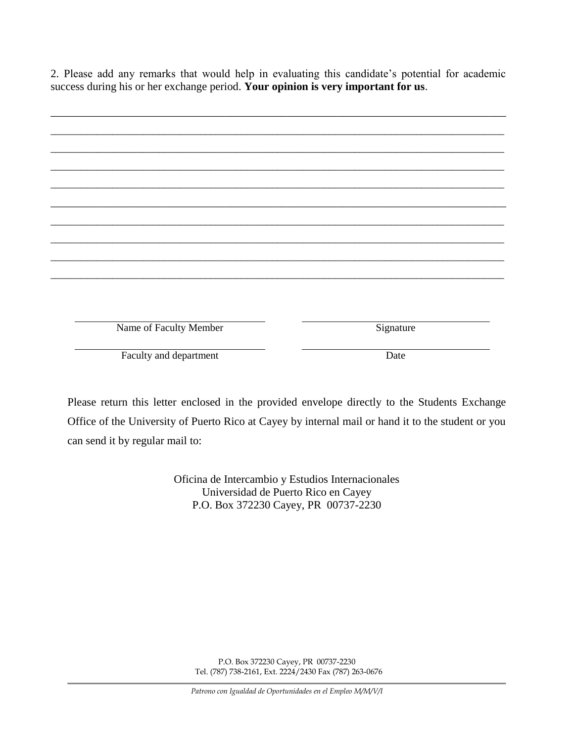2. Please add any remarks that would help in evaluating this candidate's potential for academic success during his or her exchange period. **Your opinion is very important for us**.

___________________________________________________________________________

___________________________________________________________________________

___________________________________________________________________________

___________________________________________________________________________

___________________________________________________________________________

___________________________________________________________________________

___________________________________________________________________________

___________________________________________________________________________

___________________________________________________________________________

___________________________________________________________________________

| | |
|---|---|
| ______________________________ | ______________________________ |
| Name of Faculty Member | Signature |
| ______________________________ | ______________________________ |
| Faculty and department | Date |

Please return this letter enclosed in the provided envelope directly to the Students Exchange Office of the University of Puerto Rico at Cayey by internal mail or hand it to the student or you can send it by regular mail to:

Oficina de Intercambio y Estudios Internacionales
Universidad de Puerto Rico en Cayey
P.O. Box 372230 Cayey, PR 00737-2230

P.O. Box 372230 Cayey, PR 00737-2230
Tel. (787) 738-2161, Ext. 2224/2430 Fax (787) 263-0676

*Patrono con Igualdad de Oportunidades en el Empleo M/M/V/I*